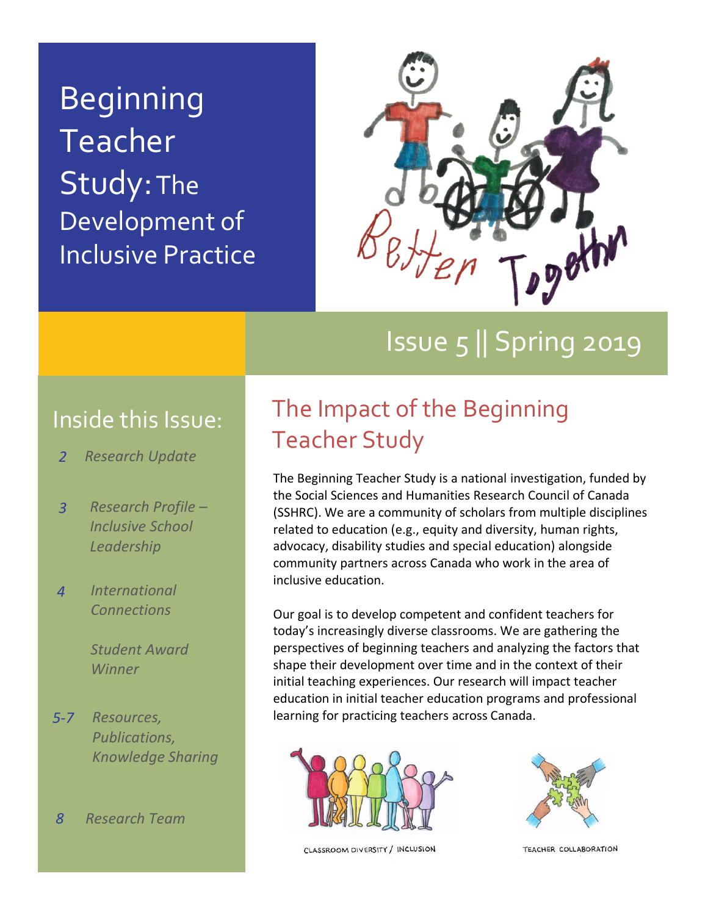# Beginning Teacher Study: The Development of Inclusive Practice

Better Together

## Issue 5 || Spring 2019

## Inside this Issue:

- *2 Research Update*
- *3 Research Profile – Inclusive School Leadership*
- *4 International Connections*
- *Student Award Winner*
- *5-7 Resources, Publications, Knowledge Sharing*
- *8 Research Team*

## The Impact of the Beginning Teacher Study

The Beginning Teacher Study is a national investigation, funded by the Social Sciences and Humanities Research Council of Canada (SSHRC). We are a community of scholars from multiple disciplines related to education (e.g., equity and diversity, human rights, advocacy, disability studies and special education) alongside community partners across Canada who work in the area of inclusive education.

Our goal is to develop competent and confident teachers for today's increasingly diverse classrooms. We are gathering the perspectives of beginning teachers and analyzing the factors that shape their development over time and in the context of their initial teaching experiences. Our research will impact teacher education in initial teacher education programs and professional learning for practicing teachers across Canada.

CLASSROOM DIVERSITY / INCLUSION

TEACHER COLLABORATION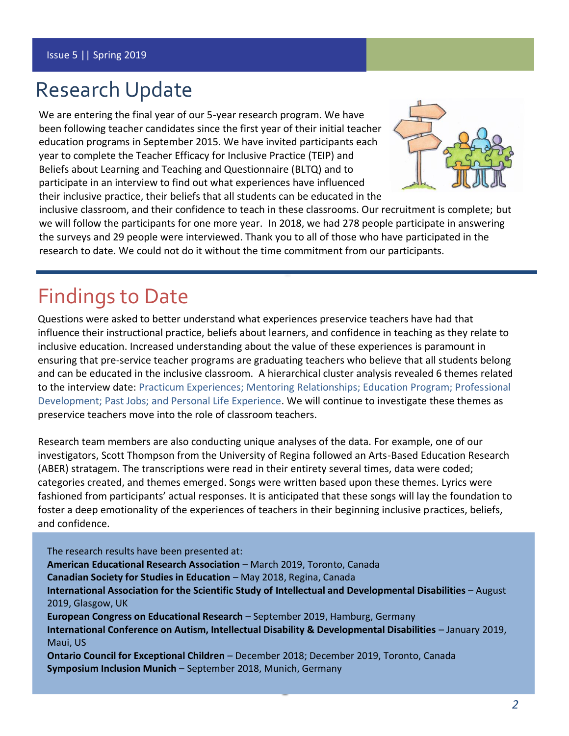# Research Update

We are entering the final year of our 5-year research program. We have been following teacher candidates since the first year of their initial teacher education programs in September 2015. We have invited participants each year to complete the Teacher Efficacy for Inclusive Practice (TEIP) and Beliefs about Learning and Teaching and Questionnaire (BLTQ) and to participate in an interview to find out what experiences have influenced their inclusive practice, their beliefs that all students can be educated in the inclusive classroom, and their confidence to teach in these classrooms. Our recruitment is complete; but we will follow the participants for one more year. In 2018, we had 278 people participate in answering the surveys and 29 people were interviewed. Thank you to all of those who have participated in the research to date. We could not do it without the time commitment from our participants.

# Findings to Date

Questions were asked to better understand what experiences preservice teachers have had that influence their instructional practice, beliefs about learners, and confidence in teaching as they relate to inclusive education. Increased understanding about the value of these experiences is paramount in ensuring that pre-service teacher programs are graduating teachers who believe that all students belong and can be educated in the inclusive classroom. A hierarchical cluster analysis revealed 6 themes related to the interview date: Practicum Experiences; Mentoring Relationships; Education Program; Professional Development; Past Jobs; and Personal Life Experience. We will continue to investigate these themes as preservice teachers move into the role of classroom teachers.

Research team members are also conducting unique analyses of the data. For example, one of our investigators, Scott Thompson from the University of Regina followed an Arts-Based Education Research (ABER) stratagem. The transcriptions were read in their entirety several times, data were coded; categories created, and themes emerged. Songs were written based upon these themes. Lyrics were fashioned from participants' actual responses. It is anticipated that these songs will lay the foundation to foster a deep emotionality of the experiences of teachers in their beginning inclusive practices, beliefs, and confidence.

The research results have been presented at:

**American Educational Research Association** – March 2019, Toronto, Canada
**Canadian Society for Studies in Education** – May 2018, Regina, Canada
**International Association for the Scientific Study of Intellectual and Developmental Disabilities** – August 2019, Glasgow, UK
**European Congress on Educational Research** – September 2019, Hamburg, Germany
**International Conference on Autism, Intellectual Disability & Developmental Disabilities** – January 2019, Maui, US
**Ontario Council for Exceptional Children** – December 2018; December 2019, Toronto, Canada
**Symposium Inclusion Munich** – September 2018, Munich, Germany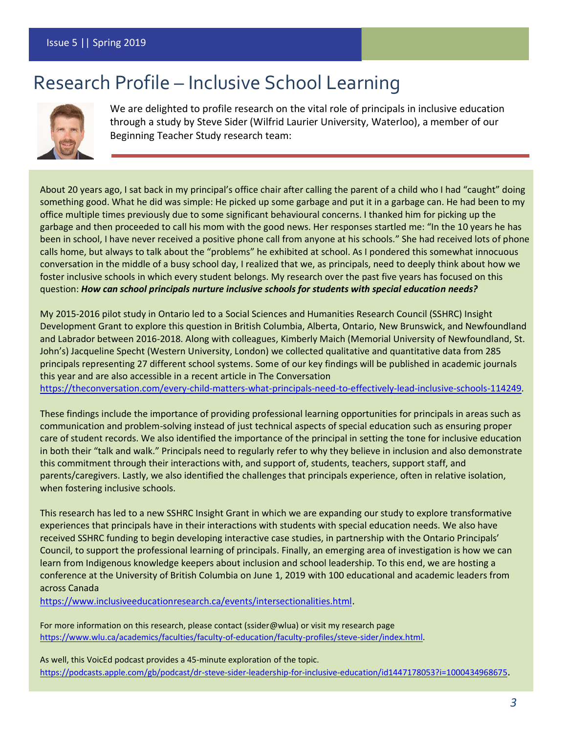# Research Profile – Inclusive School Learning

We are delighted to profile research on the vital role of principals in inclusive education through a study by Steve Sider (Wilfrid Laurier University, Waterloo), a member of our Beginning Teacher Study research team:

About 20 years ago, I sat back in my principal's office chair after calling the parent of a child who I had "caught" doing something good. What he did was simple: He picked up some garbage and put it in a garbage can. He had been to my office multiple times previously due to some significant behavioural concerns. I thanked him for picking up the garbage and then proceeded to call his mom with the good news. Her responses startled me: "In the 10 years he has been in school, I have never received a positive phone call from anyone at his schools." She had received lots of phone calls home, but always to talk about the "problems" he exhibited at school. As I pondered this somewhat innocuous conversation in the middle of a busy school day, I realized that we, as principals, need to deeply think about how we foster inclusive schools in which every student belongs. My research over the past five years has focused on this question: ***How can school principals nurture inclusive schools for students with special education needs?***

My 2015-2016 pilot study in Ontario led to a Social Sciences and Humanities Research Council (SSHRC) Insight Development Grant to explore this question in British Columbia, Alberta, Ontario, New Brunswick, and Newfoundland and Labrador between 2016-2018. Along with colleagues, Kimberly Maich (Memorial University of Newfoundland, St. John's) Jacqueline Specht (Western University, London) we collected qualitative and quantitative data from 285 principals representing 27 different school systems. Some of our key findings will be published in academic journals this year and are also accessible in a recent article in The Conversation https://theconversation.com/every-child-matters-what-principals-need-to-effectively-lead-inclusive-schools-114249.

These findings include the importance of providing professional learning opportunities for principals in areas such as communication and problem-solving instead of just technical aspects of special education such as ensuring proper care of student records. We also identified the importance of the principal in setting the tone for inclusive education in both their "talk and walk." Principals need to regularly refer to why they believe in inclusion and also demonstrate this commitment through their interactions with, and support of, students, teachers, support staff, and parents/caregivers. Lastly, we also identified the challenges that principals experience, often in relative isolation, when fostering inclusive schools.

This research has led to a new SSHRC Insight Grant in which we are expanding our study to explore transformative experiences that principals have in their interactions with students with special education needs. We also have received SSHRC funding to begin developing interactive case studies, in partnership with the Ontario Principals' Council, to support the professional learning of principals. Finally, an emerging area of investigation is how we can learn from Indigenous knowledge keepers about inclusion and school leadership. To this end, we are hosting a conference at the University of British Columbia on June 1, 2019 with 100 educational and academic leaders from across Canada https://www.inclusiveeducationresearch.ca/events/intersectionalities.html.

For more information on this research, please contact (ssider@wlua) or visit my research page https://www.wlu.ca/academics/faculties/faculty-of-education/faculty-profiles/steve-sider/index.html.

As well, this VoicEd podcast provides a 45-minute exploration of the topic. https://podcasts.apple.com/gb/podcast/dr-steve-sider-leadership-for-inclusive-education/id1447178053?i=1000434968675.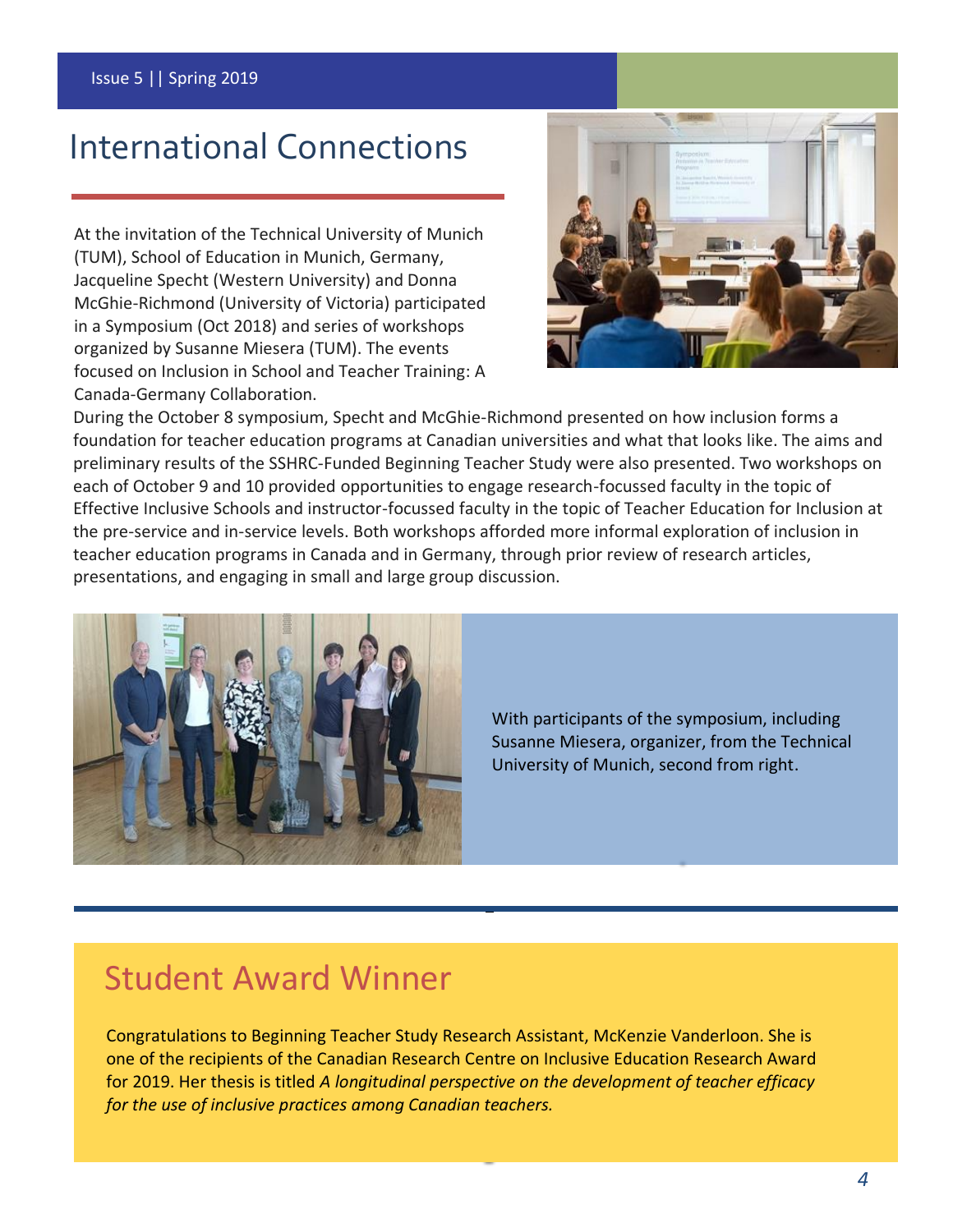# International Connections

At the invitation of the Technical University of Munich (TUM), School of Education in Munich, Germany, Jacqueline Specht (Western University) and Donna McGhie-Richmond (University of Victoria) participated in a Symposium (Oct 2018) and series of workshops organized by Susanne Miesera (TUM). The events focused on Inclusion in School and Teacher Training: A Canada-Germany Collaboration.

During the October 8 symposium, Specht and McGhie-Richmond presented on how inclusion forms a foundation for teacher education programs at Canadian universities and what that looks like. The aims and preliminary results of the SSHRC-Funded Beginning Teacher Study were also presented. Two workshops on each of October 9 and 10 provided opportunities to engage research-focussed faculty in the topic of Effective Inclusive Schools and instructor-focussed faculty in the topic of Teacher Education for Inclusion at the pre-service and in-service levels. Both workshops afforded more informal exploration of inclusion in teacher education programs in Canada and in Germany, through prior review of research articles, presentations, and engaging in small and large group discussion.

With participants of the symposium, including Susanne Miesera, organizer, from the Technical University of Munich, second from right.

## Student Award Winner

Congratulations to Beginning Teacher Study Research Assistant, McKenzie Vanderloon. She is one of the recipients of the Canadian Research Centre on Inclusive Education Research Award for 2019. Her thesis is titled *A longitudinal perspective on the development of teacher efficacy for the use of inclusive practices among Canadian teachers.*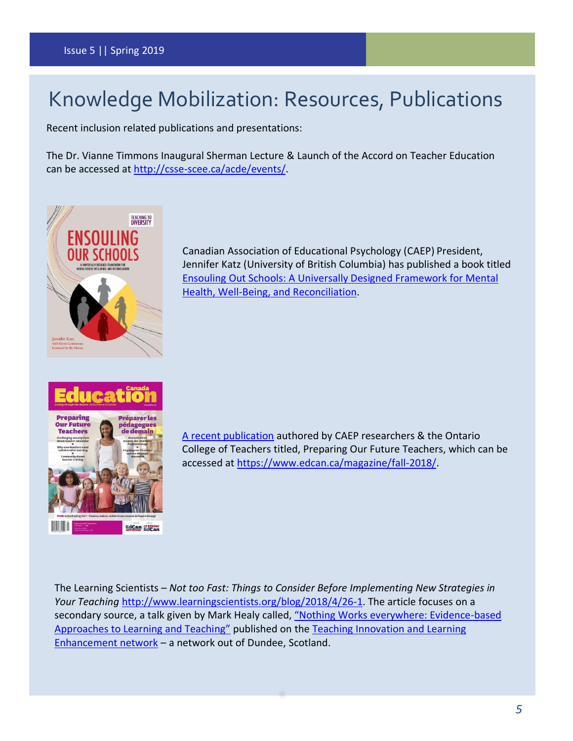# Knowledge Mobilization: Resources, Publications

Recent inclusion related publications and presentations:

The Dr. Vianne Timmons Inaugural Sherman Lecture & Launch of the Accord on Teacher Education can be accessed at http://csse-scee.ca/acde/events/.

Canadian Association of Educational Psychology (CAEP) President, Jennifer Katz (University of British Columbia) has published a book titled Ensouling Out Schools: A Universally Designed Framework for Mental Health, Well-Being, and Reconciliation.

A recent publication authored by CAEP researchers & the Ontario College of Teachers titled, Preparing Our Future Teachers, which can be accessed at https://www.edcan.ca/magazine/fall-2018/.

The Learning Scientists – *Not too Fast: Things to Consider Before Implementing New Strategies in Your Teaching* http://www.learningscientists.org/blog/2018/4/26-1. The article focuses on a secondary source, a talk given by Mark Healy called, "Nothing Works everywhere: Evidence-based Approaches to Learning and Teaching" published on the Teaching Innovation and Learning Enhancement network – a network out of Dundee, Scotland.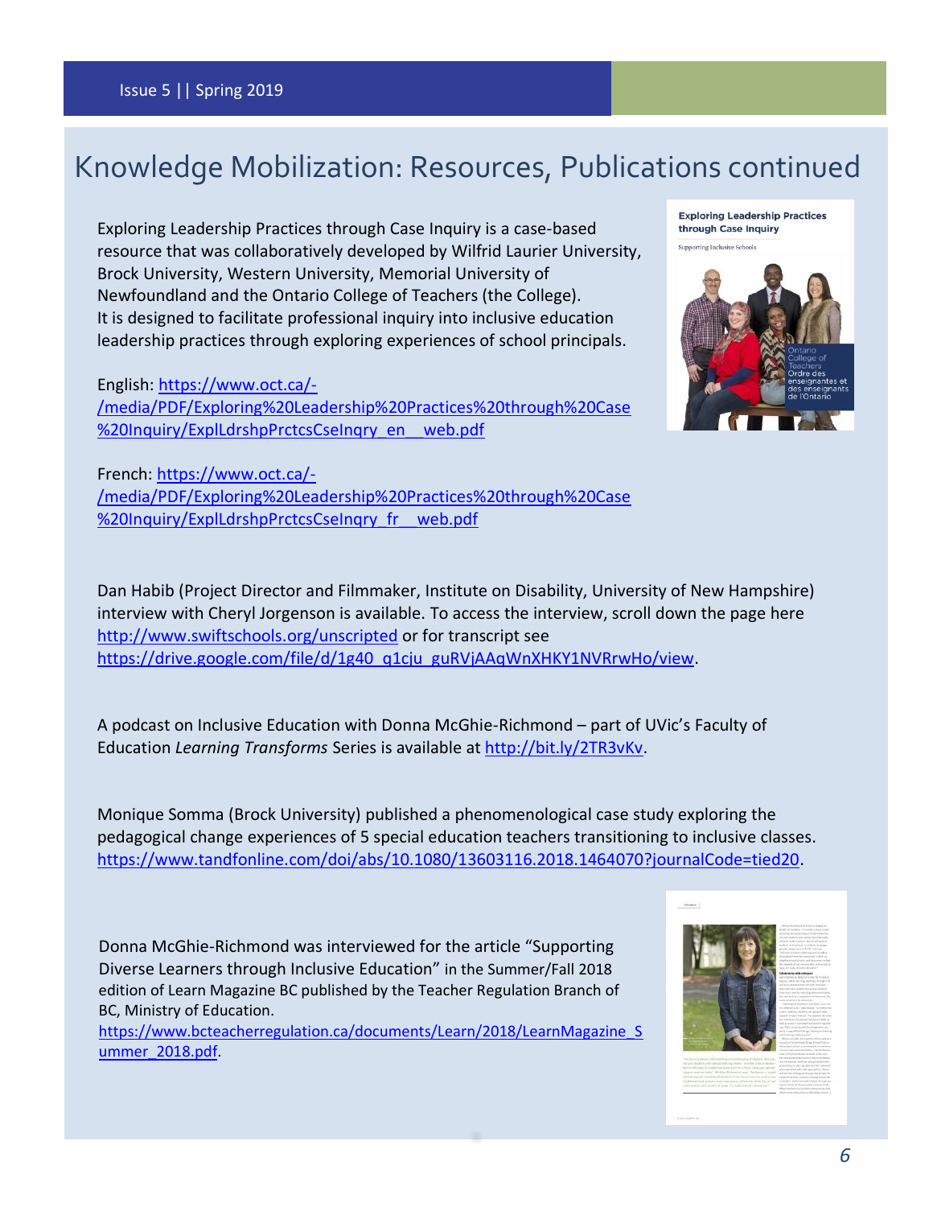# Knowledge Mobilization: Resources, Publications continued

Exploring Leadership Practices through Case Inquiry is a case-based resource that was collaboratively developed by Wilfrid Laurier University, Brock University, Western University, Memorial University of Newfoundland and the Ontario College of Teachers (the College). It is designed to facilitate professional inquiry into inclusive education leadership practices through exploring experiences of school principals.

English: https://www.oct.ca/-/media/PDF/Exploring%20Leadership%20Practices%20through%20Case%20Inquiry/ExplLdrshpPrctcsCseInqry_en__web.pdf

French: https://www.oct.ca/-/media/PDF/Exploring%20Leadership%20Practices%20through%20Case%20Inquiry/ExplLdrshpPrctcsCseInqry_fr__web.pdf

Dan Habib (Project Director and Filmmaker, Institute on Disability, University of New Hampshire) interview with Cheryl Jorgenson is available. To access the interview, scroll down the page here http://www.swiftschools.org/unscripted or for transcript see https://drive.google.com/file/d/1g40_q1cju_guRVjAAqWnXHKY1NVRrwHo/view.

A podcast on Inclusive Education with Donna McGhie-Richmond – part of UVic's Faculty of Education *Learning Transforms* Series is available at http://bit.ly/2TR3vKv.

Monique Somma (Brock University) published a phenomenological case study exploring the pedagogical change experiences of 5 special education teachers transitioning to inclusive classes. https://www.tandfonline.com/doi/abs/10.1080/13603116.2018.1464070?journalCode=tied20.

Donna McGhie-Richmond was interviewed for the article "Supporting Diverse Learners through Inclusive Education" in the Summer/Fall 2018 edition of Learn Magazine BC published by the Teacher Regulation Branch of BC, Ministry of Education. https://www.bcteacherregulation.ca/documents/Learn/2018/LearnMagazine_Summer_2018.pdf.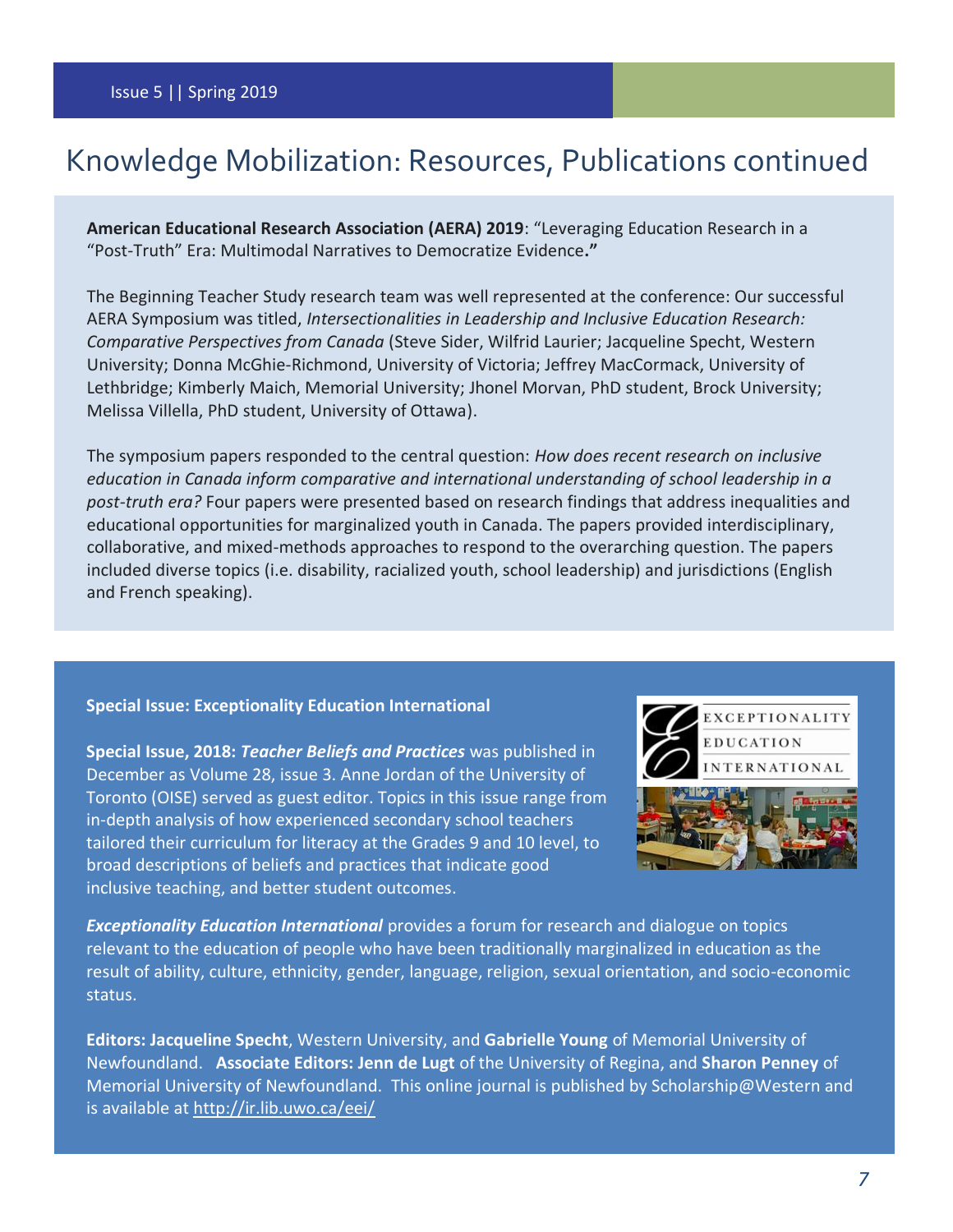# Knowledge Mobilization: Resources, Publications continued

**American Educational Research Association (AERA) 2019**: "Leveraging Education Research in a "Post-Truth" Era: Multimodal Narratives to Democratize Evidence**."**

The Beginning Teacher Study research team was well represented at the conference: Our successful AERA Symposium was titled, *Intersectionalities in Leadership and Inclusive Education Research: Comparative Perspectives from Canada* (Steve Sider, Wilfrid Laurier; Jacqueline Specht, Western University; Donna McGhie-Richmond, University of Victoria; Jeffrey MacCormack, University of Lethbridge; Kimberly Maich, Memorial University; Jhonel Morvan, PhD student, Brock University; Melissa Villella, PhD student, University of Ottawa).

The symposium papers responded to the central question: *How does recent research on inclusive education in Canada inform comparative and international understanding of school leadership in a post-truth era?* Four papers were presented based on research findings that address inequalities and educational opportunities for marginalized youth in Canada. The papers provided interdisciplinary, collaborative, and mixed-methods approaches to respond to the overarching question. The papers included diverse topics (i.e. disability, racialized youth, school leadership) and jurisdictions (English and French speaking).

**Special Issue: Exceptionality Education International**

**Special Issue, 2018: *Teacher Beliefs and Practices*** was published in December as Volume 28, issue 3. Anne Jordan of the University of Toronto (OISE) served as guest editor. Topics in this issue range from in-depth analysis of how experienced secondary school teachers tailored their curriculum for literacy at the Grades 9 and 10 level, to broad descriptions of beliefs and practices that indicate good inclusive teaching, and better student outcomes.

***Exceptionality Education International*** provides a forum for research and dialogue on topics relevant to the education of people who have been traditionally marginalized in education as the result of ability, culture, ethnicity, gender, language, religion, sexual orientation, and socio-economic status.

**Editors: Jacqueline Specht**, Western University, and **Gabrielle Young** of Memorial University of Newfoundland. **Associate Editors: Jenn de Lugt** of the University of Regina, and **Sharon Penney** of Memorial University of Newfoundland. This online journal is published by Scholarship@Western and is available at http://ir.lib.uwo.ca/eei/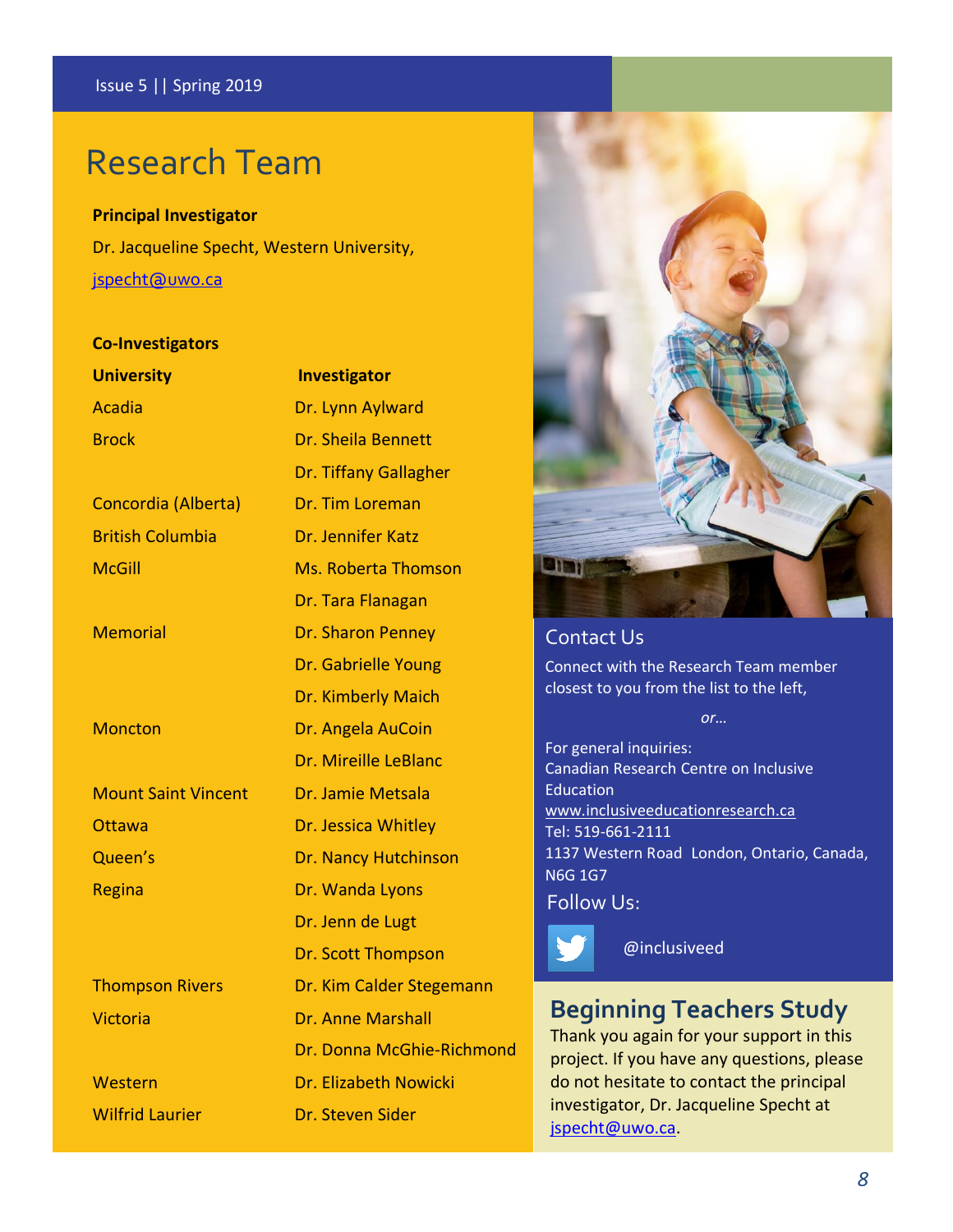# Research Team

**Principal Investigator**

Dr. Jacqueline Specht, Western University, jspecht@uwo.ca

**Co-Investigators**

| University | Investigator |
|---|---|
| Acadia | Dr. Lynn Aylward |
| Brock | Dr. Sheila Bennett |
| | Dr. Tiffany Gallagher |
| Concordia (Alberta) | Dr. Tim Loreman |
| British Columbia | Dr. Jennifer Katz |
| McGill | Ms. Roberta Thomson |
| | Dr. Tara Flanagan |
| Memorial | Dr. Sharon Penney |
| | Dr. Gabrielle Young |
| | Dr. Kimberly Maich |
| Moncton | Dr. Angela AuCoin |
| | Dr. Mireille LeBlanc |
| Mount Saint Vincent | Dr. Jamie Metsala |
| Ottawa | Dr. Jessica Whitley |
| Queen's | Dr. Nancy Hutchinson |
| Regina | Dr. Wanda Lyons |
| | Dr. Jenn de Lugt |
| | Dr. Scott Thompson |
| Thompson Rivers | Dr. Kim Calder Stegemann |
| Victoria | Dr. Anne Marshall |
| | Dr. Donna McGhie-Richmond |
| Western | Dr. Elizabeth Nowicki |
| Wilfrid Laurier | Dr. Steven Sider |

## Contact Us

Connect with the Research Team member closest to you from the list to the left,

*or…*

For general inquiries:
Canadian Research Centre on Inclusive Education
www.inclusiveeducationresearch.ca
Tel: 519-661-2111
1137 Western Road London, Ontario, Canada, N6G 1G7

## Follow Us:

@inclusiveed

## Beginning Teachers Study

Thank you again for your support in this project. If you have any questions, please do not hesitate to contact the principal investigator, Dr. Jacqueline Specht at jspecht@uwo.ca.